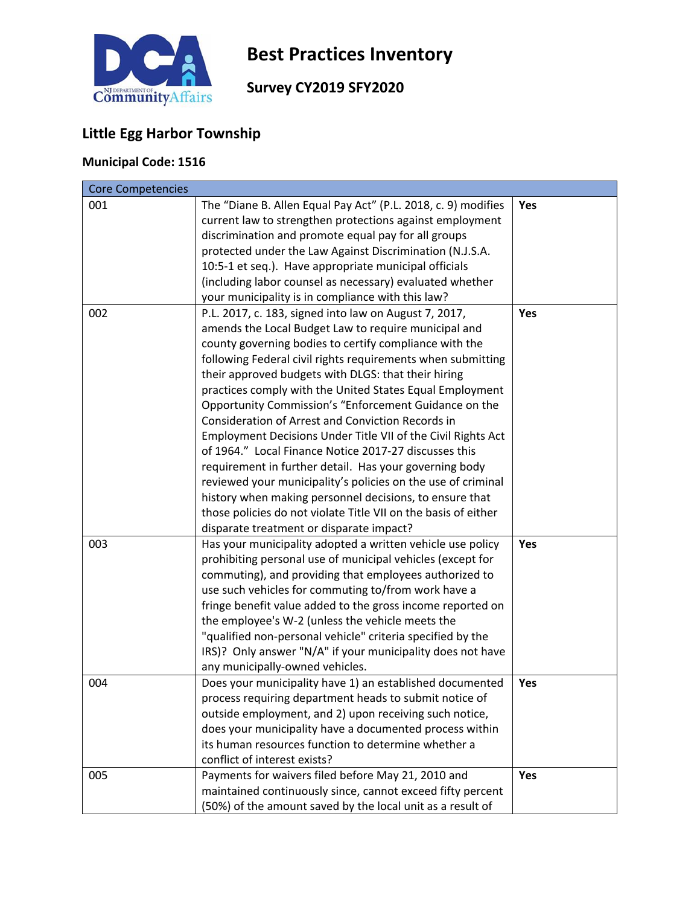# Best Practices Inventory

## Survey CY2019 SFY2020

### Little Egg Harbor Township

**Municipal Code: 1516**

| Core Competencies | | |
|---|---|---|
| 001 | The "Diane B. Allen Equal Pay Act" (P.L. 2018, c. 9) modifies current law to strengthen protections against employment discrimination and promote equal pay for all groups protected under the Law Against Discrimination (N.J.S.A. 10:5-1 et seq.). Have appropriate municipal officials (including labor counsel as necessary) evaluated whether your municipality is in compliance with this law? | **Yes** |
| 002 | P.L. 2017, c. 183, signed into law on August 7, 2017, amends the Local Budget Law to require municipal and county governing bodies to certify compliance with the following Federal civil rights requirements when submitting their approved budgets with DLGS: that their hiring practices comply with the United States Equal Employment Opportunity Commission's "Enforcement Guidance on the Consideration of Arrest and Conviction Records in Employment Decisions Under Title VII of the Civil Rights Act of 1964." Local Finance Notice 2017-27 discusses this requirement in further detail. Has your governing body reviewed your municipality's policies on the use of criminal history when making personnel decisions, to ensure that those policies do not violate Title VII on the basis of either disparate treatment or disparate impact? | **Yes** |
| 003 | Has your municipality adopted a written vehicle use policy prohibiting personal use of municipal vehicles (except for commuting), and providing that employees authorized to use such vehicles for commuting to/from work have a fringe benefit value added to the gross income reported on the employee's W-2 (unless the vehicle meets the "qualified non-personal vehicle" criteria specified by the IRS)? Only answer "N/A" if your municipality does not have any municipally-owned vehicles. | **Yes** |
| 004 | Does your municipality have 1) an established documented process requiring department heads to submit notice of outside employment, and 2) upon receiving such notice, does your municipality have a documented process within its human resources function to determine whether a conflict of interest exists? | **Yes** |
| 005 | Payments for waivers filed before May 21, 2010 and maintained continuously since, cannot exceed fifty percent (50%) of the amount saved by the local unit as a result of | **Yes** |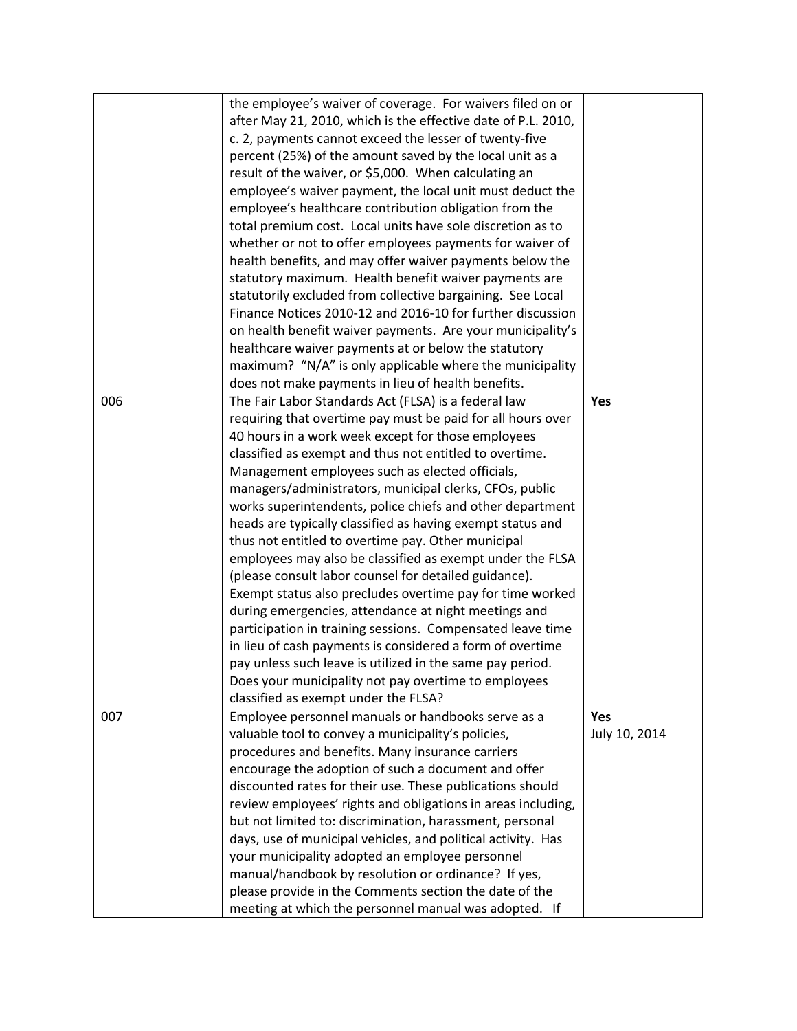| | | |
|---|---|---|
| | the employee's waiver of coverage. For waivers filed on or after May 21, 2010, which is the effective date of P.L. 2010, c. 2, payments cannot exceed the lesser of twenty-five percent (25%) of the amount saved by the local unit as a result of the waiver, or $5,000. When calculating an employee's waiver payment, the local unit must deduct the employee's healthcare contribution obligation from the total premium cost. Local units have sole discretion as to whether or not to offer employees payments for waiver of health benefits, and may offer waiver payments below the statutory maximum. Health benefit waiver payments are statutorily excluded from collective bargaining. See Local Finance Notices 2010-12 and 2016-10 for further discussion on health benefit waiver payments. Are your municipality's healthcare waiver payments at or below the statutory maximum? "N/A" is only applicable where the municipality does not make payments in lieu of health benefits. | |
| 006 | The Fair Labor Standards Act (FLSA) is a federal law requiring that overtime pay must be paid for all hours over 40 hours in a work week except for those employees classified as exempt and thus not entitled to overtime. Management employees such as elected officials, managers/administrators, municipal clerks, CFOs, public works superintendents, police chiefs and other department heads are typically classified as having exempt status and thus not entitled to overtime pay. Other municipal employees may also be classified as exempt under the FLSA (please consult labor counsel for detailed guidance). Exempt status also precludes overtime pay for time worked during emergencies, attendance at night meetings and participation in training sessions. Compensated leave time in lieu of cash payments is considered a form of overtime pay unless such leave is utilized in the same pay period. Does your municipality not pay overtime to employees classified as exempt under the FLSA? | **Yes** |
| 007 | Employee personnel manuals or handbooks serve as a valuable tool to convey a municipality's policies, procedures and benefits. Many insurance carriers encourage the adoption of such a document and offer discounted rates for their use. These publications should review employees' rights and obligations in areas including, but not limited to: discrimination, harassment, personal days, use of municipal vehicles, and political activity. Has your municipality adopted an employee personnel manual/handbook by resolution or ordinance? If yes, please provide in the Comments section the date of the meeting at which the personnel manual was adopted. If | **Yes**<br>July 10, 2014 |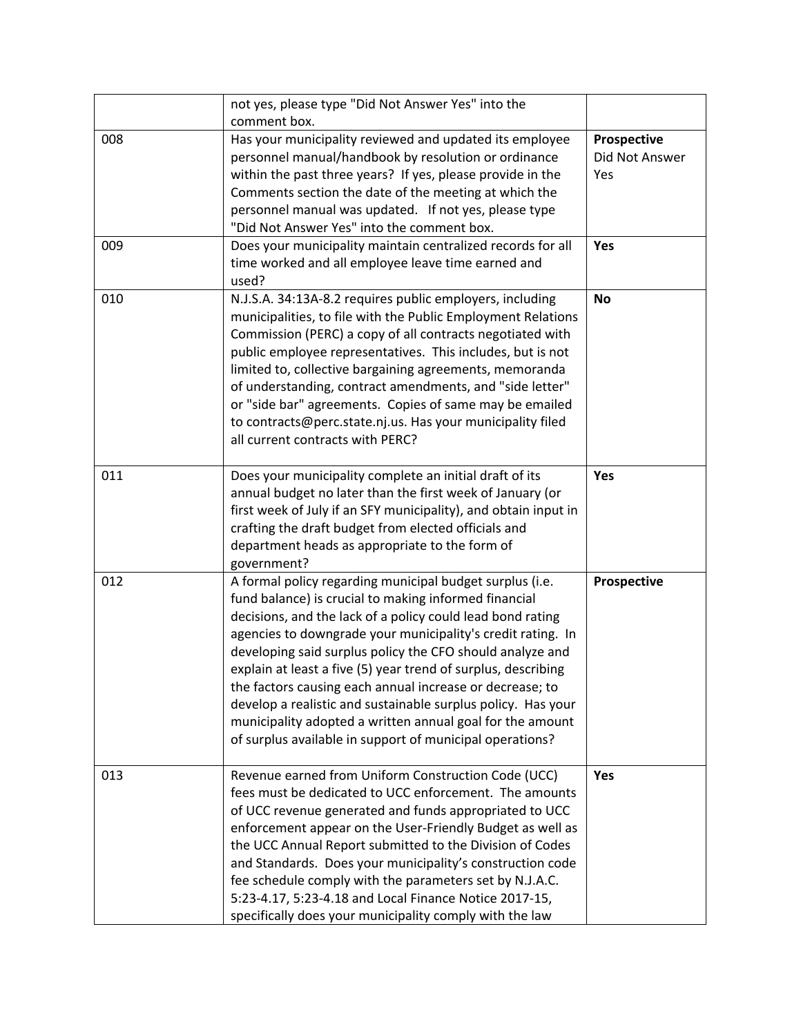| | | |
|---|---|---|
| | not yes, please type "Did Not Answer Yes" into the comment box. | |
| 008 | Has your municipality reviewed and updated its employee personnel manual/handbook by resolution or ordinance within the past three years? If yes, please provide in the Comments section the date of the meeting at which the personnel manual was updated. If not yes, please type "Did Not Answer Yes" into the comment box. | **Prospective** Did Not Answer Yes |
| 009 | Does your municipality maintain centralized records for all time worked and all employee leave time earned and used? | **Yes** |
| 010 | N.J.S.A. 34:13A-8.2 requires public employers, including municipalities, to file with the Public Employment Relations Commission (PERC) a copy of all contracts negotiated with public employee representatives. This includes, but is not limited to, collective bargaining agreements, memoranda of understanding, contract amendments, and "side letter" or "side bar" agreements. Copies of same may be emailed to contracts@perc.state.nj.us. Has your municipality filed all current contracts with PERC? | **No** |
| 011 | Does your municipality complete an initial draft of its annual budget no later than the first week of January (or first week of July if an SFY municipality), and obtain input in crafting the draft budget from elected officials and department heads as appropriate to the form of government? | **Yes** |
| 012 | A formal policy regarding municipal budget surplus (i.e. fund balance) is crucial to making informed financial decisions, and the lack of a policy could lead bond rating agencies to downgrade your municipality's credit rating. In developing said surplus policy the CFO should analyze and explain at least a five (5) year trend of surplus, describing the factors causing each annual increase or decrease; to develop a realistic and sustainable surplus policy. Has your municipality adopted a written annual goal for the amount of surplus available in support of municipal operations? | **Prospective** |
| 013 | Revenue earned from Uniform Construction Code (UCC) fees must be dedicated to UCC enforcement. The amounts of UCC revenue generated and funds appropriated to UCC enforcement appear on the User-Friendly Budget as well as the UCC Annual Report submitted to the Division of Codes and Standards. Does your municipality's construction code fee schedule comply with the parameters set by N.J.A.C. 5:23-4.17, 5:23-4.18 and Local Finance Notice 2017-15, specifically does your municipality comply with the law | **Yes** |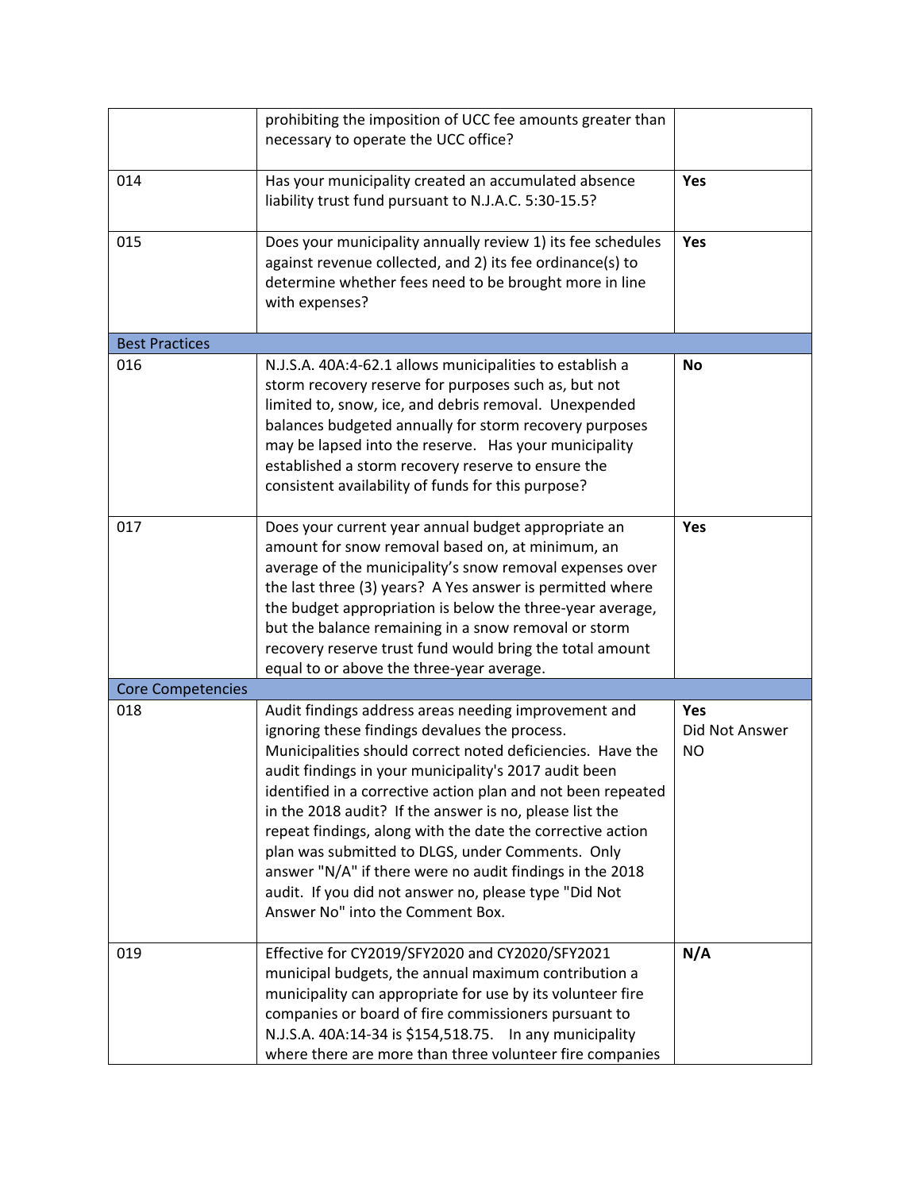| | | |
|---|---|---|
| | prohibiting the imposition of UCC fee amounts greater than necessary to operate the UCC office? | |
| 014 | Has your municipality created an accumulated absence liability trust fund pursuant to N.J.A.C. 5:30-15.5? | **Yes** |
| 015 | Does your municipality annually review 1) its fee schedules against revenue collected, and 2) its fee ordinance(s) to determine whether fees need to be brought more in line with expenses? | **Yes** |
| Best Practices | | |
| 016 | N.J.S.A. 40A:4-62.1 allows municipalities to establish a storm recovery reserve for purposes such as, but not limited to, snow, ice, and debris removal. Unexpended balances budgeted annually for storm recovery purposes may be lapsed into the reserve. Has your municipality established a storm recovery reserve to ensure the consistent availability of funds for this purpose? | **No** |
| 017 | Does your current year annual budget appropriate an amount for snow removal based on, at minimum, an average of the municipality's snow removal expenses over the last three (3) years? A Yes answer is permitted where the budget appropriation is below the three-year average, but the balance remaining in a snow removal or storm recovery reserve trust fund would bring the total amount equal to or above the three-year average. | **Yes** |
| Core Competencies | | |
| 018 | Audit findings address areas needing improvement and ignoring these findings devalues the process. Municipalities should correct noted deficiencies. Have the audit findings in your municipality's 2017 audit been identified in a corrective action plan and not been repeated in the 2018 audit? If the answer is no, please list the repeat findings, along with the date the corrective action plan was submitted to DLGS, under Comments. Only answer "N/A" if there were no audit findings in the 2018 audit. If you did not answer no, please type "Did Not Answer No" into the Comment Box. | **Yes**<br>Did Not Answer NO |
| 019 | Effective for CY2019/SFY2020 and CY2020/SFY2021 municipal budgets, the annual maximum contribution a municipality can appropriate for use by its volunteer fire companies or board of fire commissioners pursuant to N.J.S.A. 40A:14-34 is $154,518.75. In any municipality where there are more than three volunteer fire companies | **N/A** |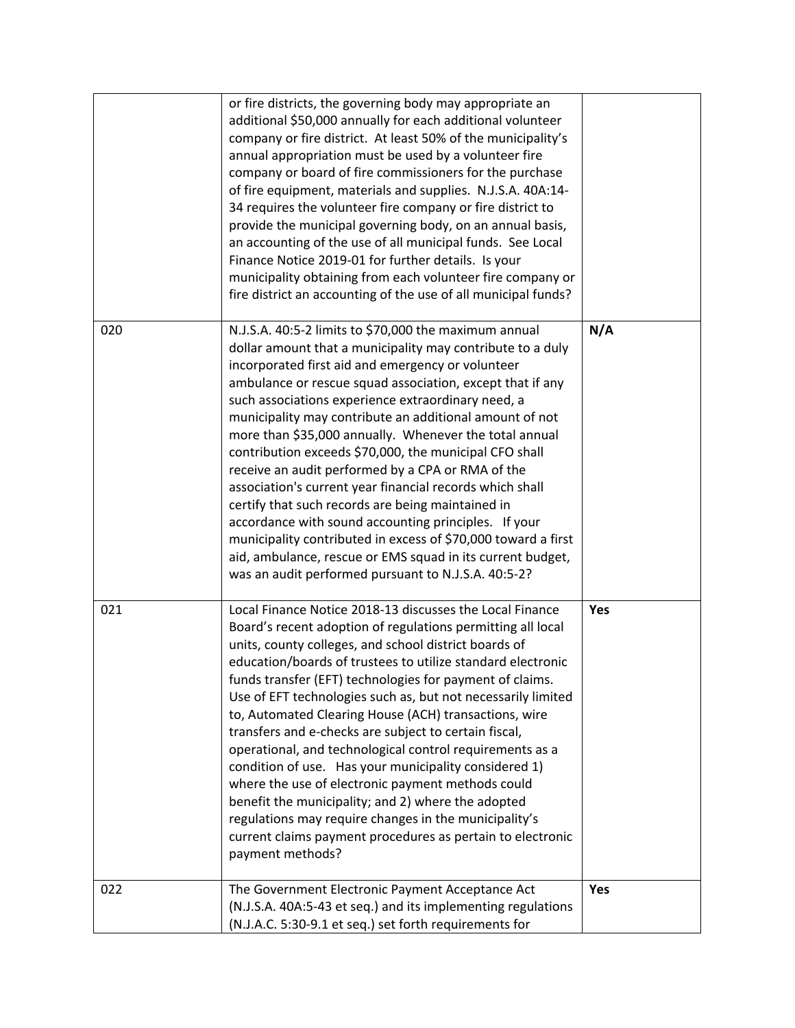| | | |
|---|---|---|
| | or fire districts, the governing body may appropriate an additional $50,000 annually for each additional volunteer company or fire district. At least 50% of the municipality's annual appropriation must be used by a volunteer fire company or board of fire commissioners for the purchase of fire equipment, materials and supplies. N.J.S.A. 40A:14-34 requires the volunteer fire company or fire district to provide the municipal governing body, on an annual basis, an accounting of the use of all municipal funds. See Local Finance Notice 2019-01 for further details. Is your municipality obtaining from each volunteer fire company or fire district an accounting of the use of all municipal funds? | |
| 020 | N.J.S.A. 40:5-2 limits to $70,000 the maximum annual dollar amount that a municipality may contribute to a duly incorporated first aid and emergency or volunteer ambulance or rescue squad association, except that if any such associations experience extraordinary need, a municipality may contribute an additional amount of not more than $35,000 annually. Whenever the total annual contribution exceeds $70,000, the municipal CFO shall receive an audit performed by a CPA or RMA of the association's current year financial records which shall certify that such records are being maintained in accordance with sound accounting principles. If your municipality contributed in excess of $70,000 toward a first aid, ambulance, rescue or EMS squad in its current budget, was an audit performed pursuant to N.J.S.A. 40:5-2? | **N/A** |
| 021 | Local Finance Notice 2018-13 discusses the Local Finance Board's recent adoption of regulations permitting all local units, county colleges, and school district boards of education/boards of trustees to utilize standard electronic funds transfer (EFT) technologies for payment of claims. Use of EFT technologies such as, but not necessarily limited to, Automated Clearing House (ACH) transactions, wire transfers and e-checks are subject to certain fiscal, operational, and technological control requirements as a condition of use. Has your municipality considered 1) where the use of electronic payment methods could benefit the municipality; and 2) where the adopted regulations may require changes in the municipality's current claims payment procedures as pertain to electronic payment methods? | **Yes** |
| 022 | The Government Electronic Payment Acceptance Act (N.J.S.A. 40A:5-43 et seq.) and its implementing regulations (N.J.A.C. 5:30-9.1 et seq.) set forth requirements for | **Yes** |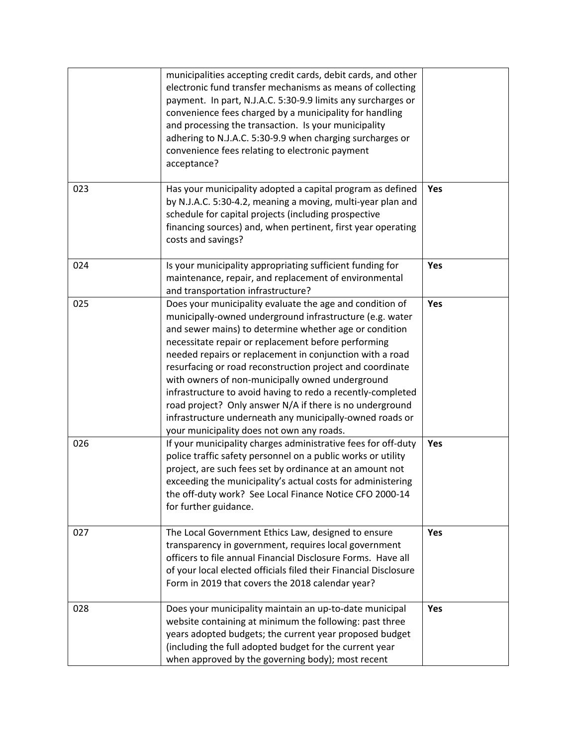| | | |
|---|---|---|
| | municipalities accepting credit cards, debit cards, and other electronic fund transfer mechanisms as means of collecting payment. In part, N.J.A.C. 5:30-9.9 limits any surcharges or convenience fees charged by a municipality for handling and processing the transaction. Is your municipality adhering to N.J.A.C. 5:30-9.9 when charging surcharges or convenience fees relating to electronic payment acceptance? | |
| 023 | Has your municipality adopted a capital program as defined by N.J.A.C. 5:30-4.2, meaning a moving, multi-year plan and schedule for capital projects (including prospective financing sources) and, when pertinent, first year operating costs and savings? | **Yes** |
| 024 | Is your municipality appropriating sufficient funding for maintenance, repair, and replacement of environmental and transportation infrastructure? | **Yes** |
| 025 | Does your municipality evaluate the age and condition of municipally-owned underground infrastructure (e.g. water and sewer mains) to determine whether age or condition necessitate repair or replacement before performing needed repairs or replacement in conjunction with a road resurfacing or road reconstruction project and coordinate with owners of non-municipally owned underground infrastructure to avoid having to redo a recently-completed road project? Only answer N/A if there is no underground infrastructure underneath any municipally-owned roads or your municipality does not own any roads. | **Yes** |
| 026 | If your municipality charges administrative fees for off-duty police traffic safety personnel on a public works or utility project, are such fees set by ordinance at an amount not exceeding the municipality's actual costs for administering the off-duty work? See Local Finance Notice CFO 2000-14 for further guidance. | **Yes** |
| 027 | The Local Government Ethics Law, designed to ensure transparency in government, requires local government officers to file annual Financial Disclosure Forms. Have all of your local elected officials filed their Financial Disclosure Form in 2019 that covers the 2018 calendar year? | **Yes** |
| 028 | Does your municipality maintain an up-to-date municipal website containing at minimum the following: past three years adopted budgets; the current year proposed budget (including the full adopted budget for the current year when approved by the governing body); most recent | **Yes** |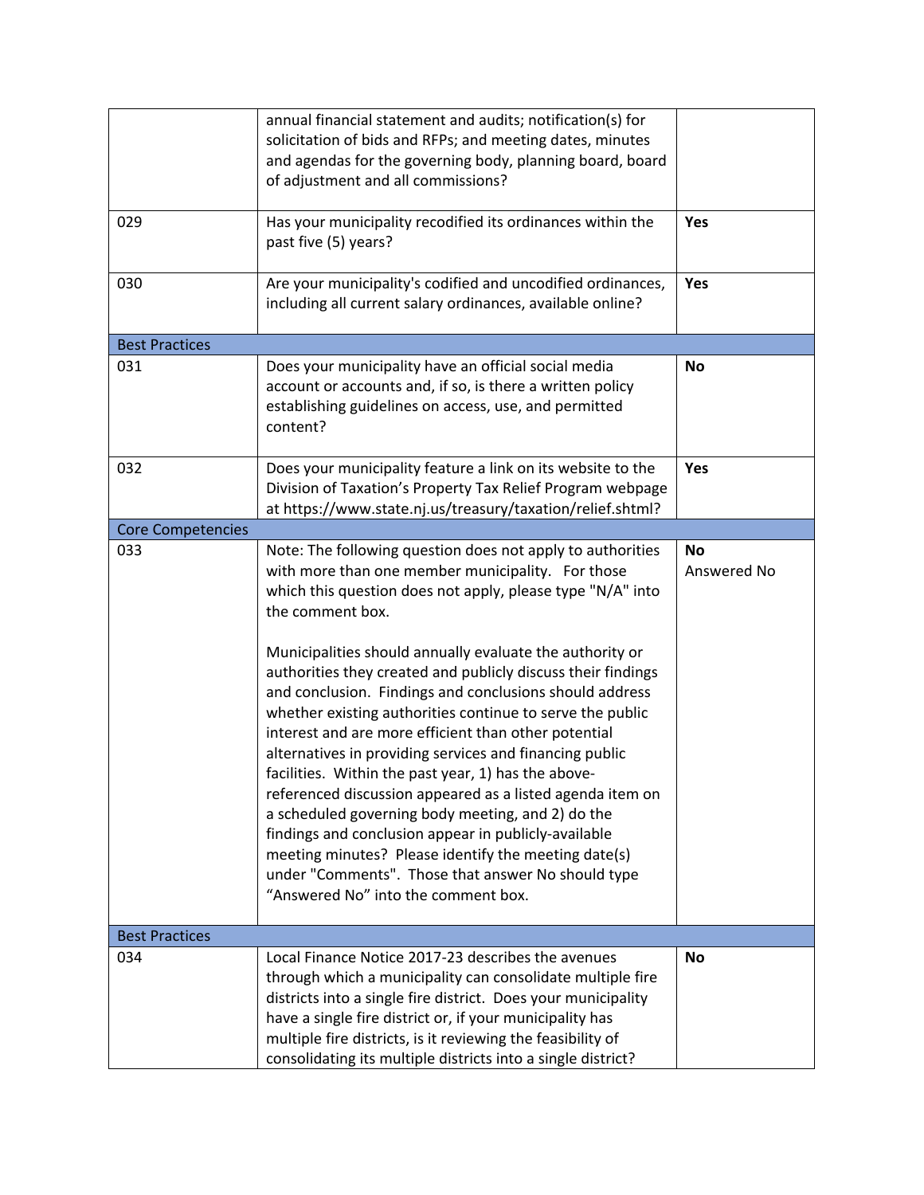| | | |
|---|---|---|
| | annual financial statement and audits; notification(s) for solicitation of bids and RFPs; and meeting dates, minutes and agendas for the governing body, planning board, board of adjustment and all commissions? | |
| 029 | Has your municipality recodified its ordinances within the past five (5) years? | **Yes** |
| 030 | Are your municipality's codified and uncodified ordinances, including all current salary ordinances, available online? | **Yes** |
| Best Practices | | |
| 031 | Does your municipality have an official social media account or accounts and, if so, is there a written policy establishing guidelines on access, use, and permitted content? | **No** |
| 032 | Does your municipality feature a link on its website to the Division of Taxation's Property Tax Relief Program webpage at https://www.state.nj.us/treasury/taxation/relief.shtml? | **Yes** |
| Core Competencies | | |
| 033 | Note: The following question does not apply to authorities with more than one member municipality. For those which this question does not apply, please type "N/A" into the comment box.<br><br>Municipalities should annually evaluate the authority or authorities they created and publicly discuss their findings and conclusion. Findings and conclusions should address whether existing authorities continue to serve the public interest and are more efficient than other potential alternatives in providing services and financing public facilities. Within the past year, 1) has the above-referenced discussion appeared as a listed agenda item on a scheduled governing body meeting, and 2) do the findings and conclusion appear in publicly-available meeting minutes? Please identify the meeting date(s) under "Comments". Those that answer No should type "Answered No" into the comment box. | **No**<br>Answered No |
| Best Practices | | |
| 034 | Local Finance Notice 2017-23 describes the avenues through which a municipality can consolidate multiple fire districts into a single fire district. Does your municipality have a single fire district or, if your municipality has multiple fire districts, is it reviewing the feasibility of consolidating its multiple districts into a single district? | **No** |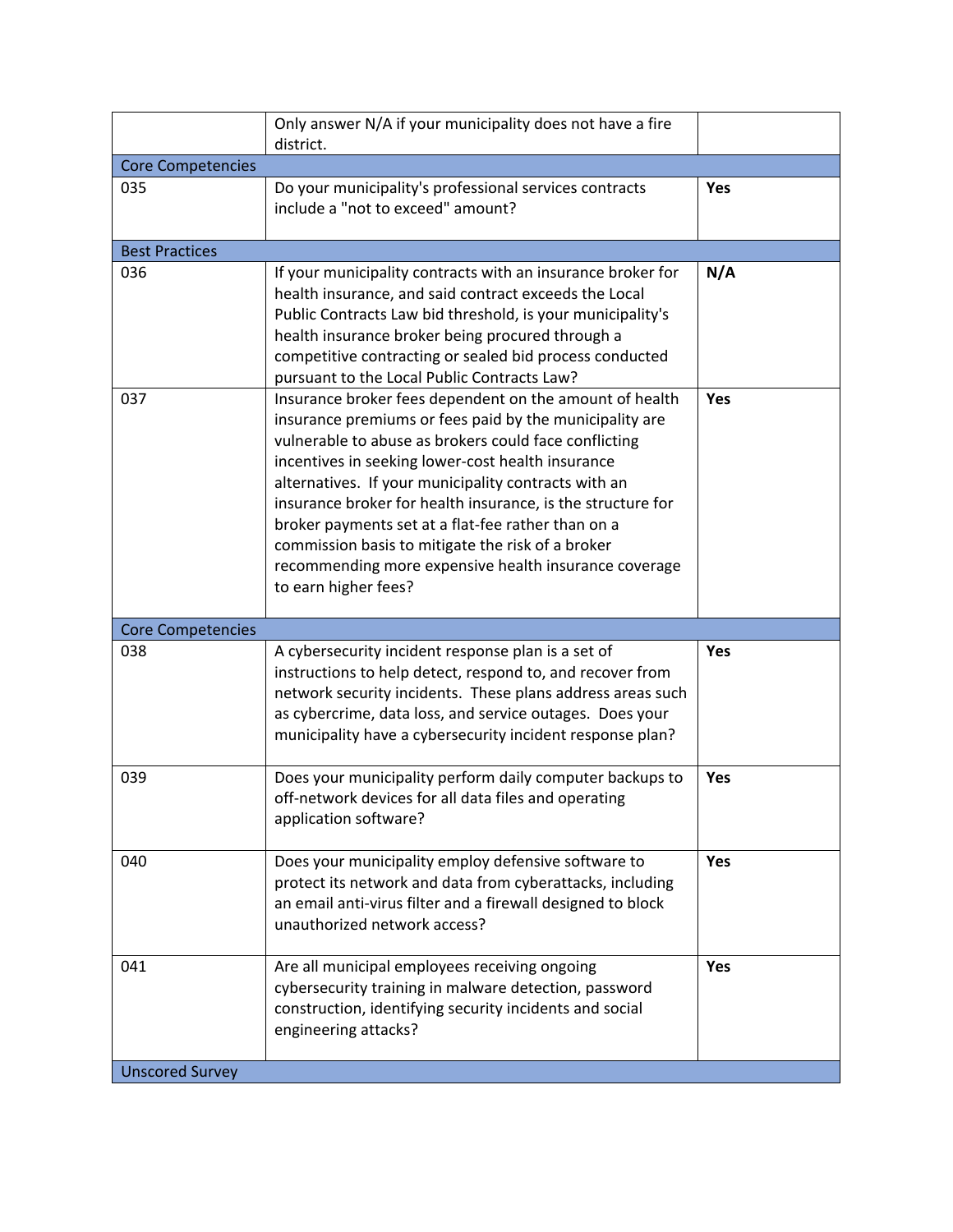| | | |
|---|---|---|
| | Only answer N/A if your municipality does not have a fire district. | |
| Core Competencies | | |
| 035 | Do your municipality's professional services contracts include a "not to exceed" amount? | **Yes** |
| Best Practices | | |
| 036 | If your municipality contracts with an insurance broker for health insurance, and said contract exceeds the Local Public Contracts Law bid threshold, is your municipality's health insurance broker being procured through a competitive contracting or sealed bid process conducted pursuant to the Local Public Contracts Law? | **N/A** |
| 037 | Insurance broker fees dependent on the amount of health insurance premiums or fees paid by the municipality are vulnerable to abuse as brokers could face conflicting incentives in seeking lower-cost health insurance alternatives. If your municipality contracts with an insurance broker for health insurance, is the structure for broker payments set at a flat-fee rather than on a commission basis to mitigate the risk of a broker recommending more expensive health insurance coverage to earn higher fees? | **Yes** |
| Core Competencies | | |
| 038 | A cybersecurity incident response plan is a set of instructions to help detect, respond to, and recover from network security incidents. These plans address areas such as cybercrime, data loss, and service outages. Does your municipality have a cybersecurity incident response plan? | **Yes** |
| 039 | Does your municipality perform daily computer backups to off-network devices for all data files and operating application software? | **Yes** |
| 040 | Does your municipality employ defensive software to protect its network and data from cyberattacks, including an email anti-virus filter and a firewall designed to block unauthorized network access? | **Yes** |
| 041 | Are all municipal employees receiving ongoing cybersecurity training in malware detection, password construction, identifying security incidents and social engineering attacks? | **Yes** |
| Unscored Survey | | |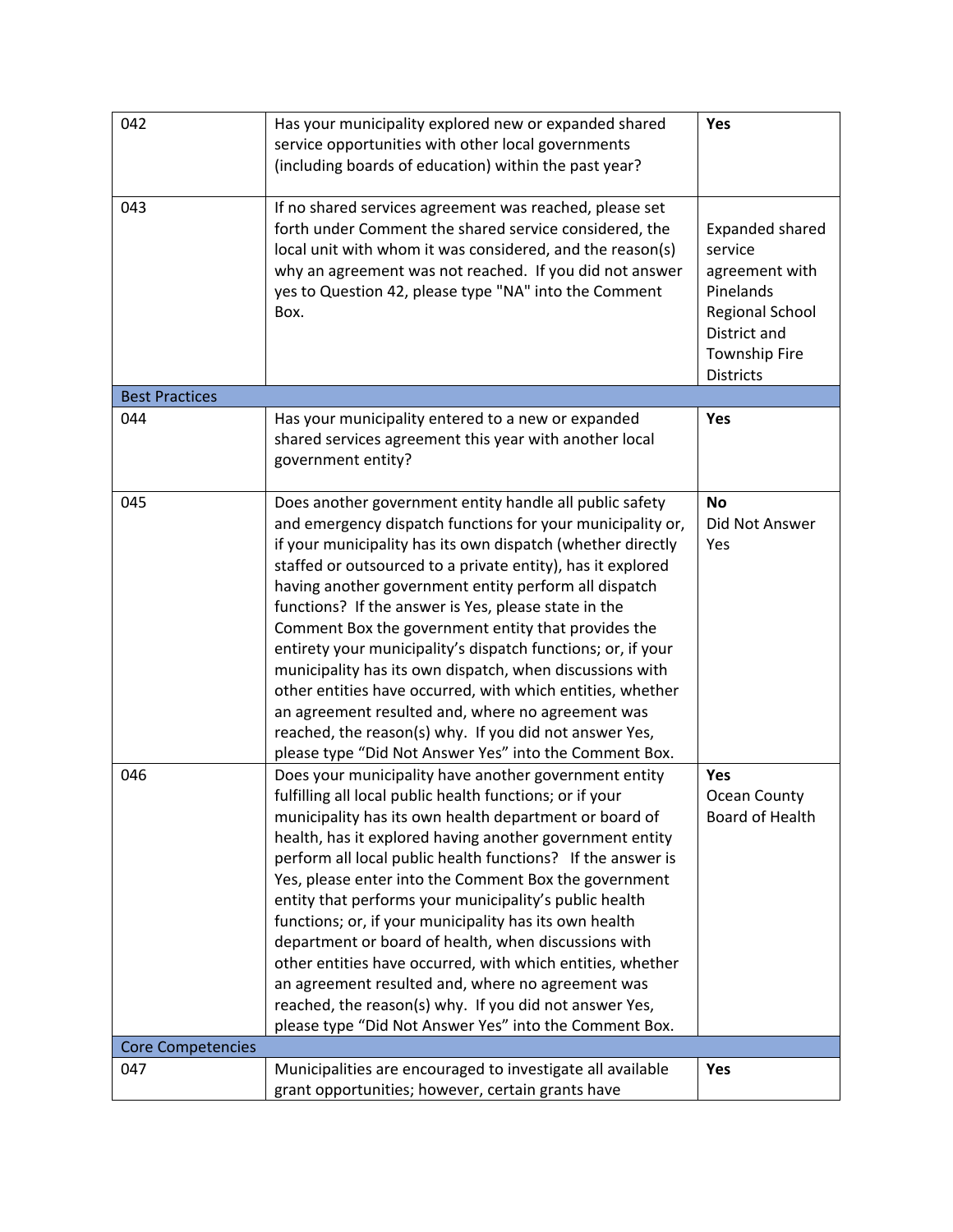| | | |
|---|---|---|
| 042 | Has your municipality explored new or expanded shared service opportunities with other local governments (including boards of education) within the past year? | **Yes** |
| 043 | If no shared services agreement was reached, please set forth under Comment the shared service considered, the local unit with whom it was considered, and the reason(s) why an agreement was not reached. If you did not answer yes to Question 42, please type "NA" into the Comment Box. | Expanded shared service agreement with Pinelands Regional School District and Township Fire Districts |
| Best Practices | | |
| 044 | Has your municipality entered to a new or expanded shared services agreement this year with another local government entity? | **Yes** |
| 045 | Does another government entity handle all public safety and emergency dispatch functions for your municipality or, if your municipality has its own dispatch (whether directly staffed or outsourced to a private entity), has it explored having another government entity perform all dispatch functions? If the answer is Yes, please state in the Comment Box the government entity that provides the entirety your municipality's dispatch functions; or, if your municipality has its own dispatch, when discussions with other entities have occurred, with which entities, whether an agreement resulted and, where no agreement was reached, the reason(s) why. If you did not answer Yes, please type "Did Not Answer Yes" into the Comment Box. | **No** Did Not Answer Yes |
| 046 | Does your municipality have another government entity fulfilling all local public health functions; or if your municipality has its own health department or board of health, has it explored having another government entity perform all local public health functions? If the answer is Yes, please enter into the Comment Box the government entity that performs your municipality's public health functions; or, if your municipality has its own health department or board of health, when discussions with other entities have occurred, with which entities, whether an agreement resulted and, where no agreement was reached, the reason(s) why. If you did not answer Yes, please type "Did Not Answer Yes" into the Comment Box. | **Yes** Ocean County Board of Health |
| Core Competencies | | |
| 047 | Municipalities are encouraged to investigate all available grant opportunities; however, certain grants have | **Yes** |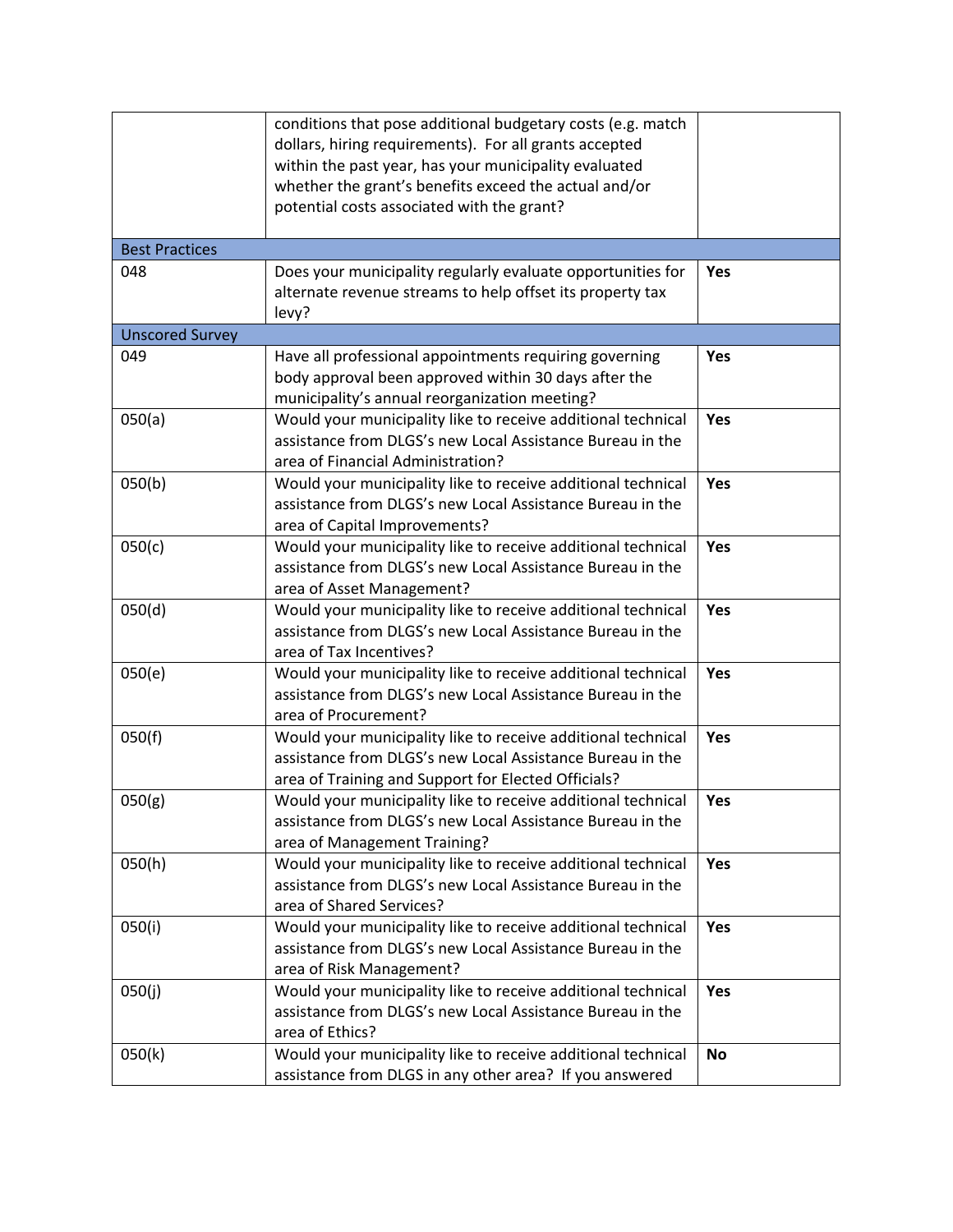| | | |
|---|---|---|
| | conditions that pose additional budgetary costs (e.g. match dollars, hiring requirements). For all grants accepted within the past year, has your municipality evaluated whether the grant's benefits exceed the actual and/or potential costs associated with the grant? | |
| Best Practices | | |
| 048 | Does your municipality regularly evaluate opportunities for alternate revenue streams to help offset its property tax levy? | **Yes** |
| Unscored Survey | | |
| 049 | Have all professional appointments requiring governing body approval been approved within 30 days after the municipality's annual reorganization meeting? | **Yes** |
| 050(a) | Would your municipality like to receive additional technical assistance from DLGS's new Local Assistance Bureau in the area of Financial Administration? | **Yes** |
| 050(b) | Would your municipality like to receive additional technical assistance from DLGS's new Local Assistance Bureau in the area of Capital Improvements? | **Yes** |
| 050(c) | Would your municipality like to receive additional technical assistance from DLGS's new Local Assistance Bureau in the area of Asset Management? | **Yes** |
| 050(d) | Would your municipality like to receive additional technical assistance from DLGS's new Local Assistance Bureau in the area of Tax Incentives? | **Yes** |
| 050(e) | Would your municipality like to receive additional technical assistance from DLGS's new Local Assistance Bureau in the area of Procurement? | **Yes** |
| 050(f) | Would your municipality like to receive additional technical assistance from DLGS's new Local Assistance Bureau in the area of Training and Support for Elected Officials? | **Yes** |
| 050(g) | Would your municipality like to receive additional technical assistance from DLGS's new Local Assistance Bureau in the area of Management Training? | **Yes** |
| 050(h) | Would your municipality like to receive additional technical assistance from DLGS's new Local Assistance Bureau in the area of Shared Services? | **Yes** |
| 050(i) | Would your municipality like to receive additional technical assistance from DLGS's new Local Assistance Bureau in the area of Risk Management? | **Yes** |
| 050(j) | Would your municipality like to receive additional technical assistance from DLGS's new Local Assistance Bureau in the area of Ethics? | **Yes** |
| 050(k) | Would your municipality like to receive additional technical assistance from DLGS in any other area? If you answered | **No** |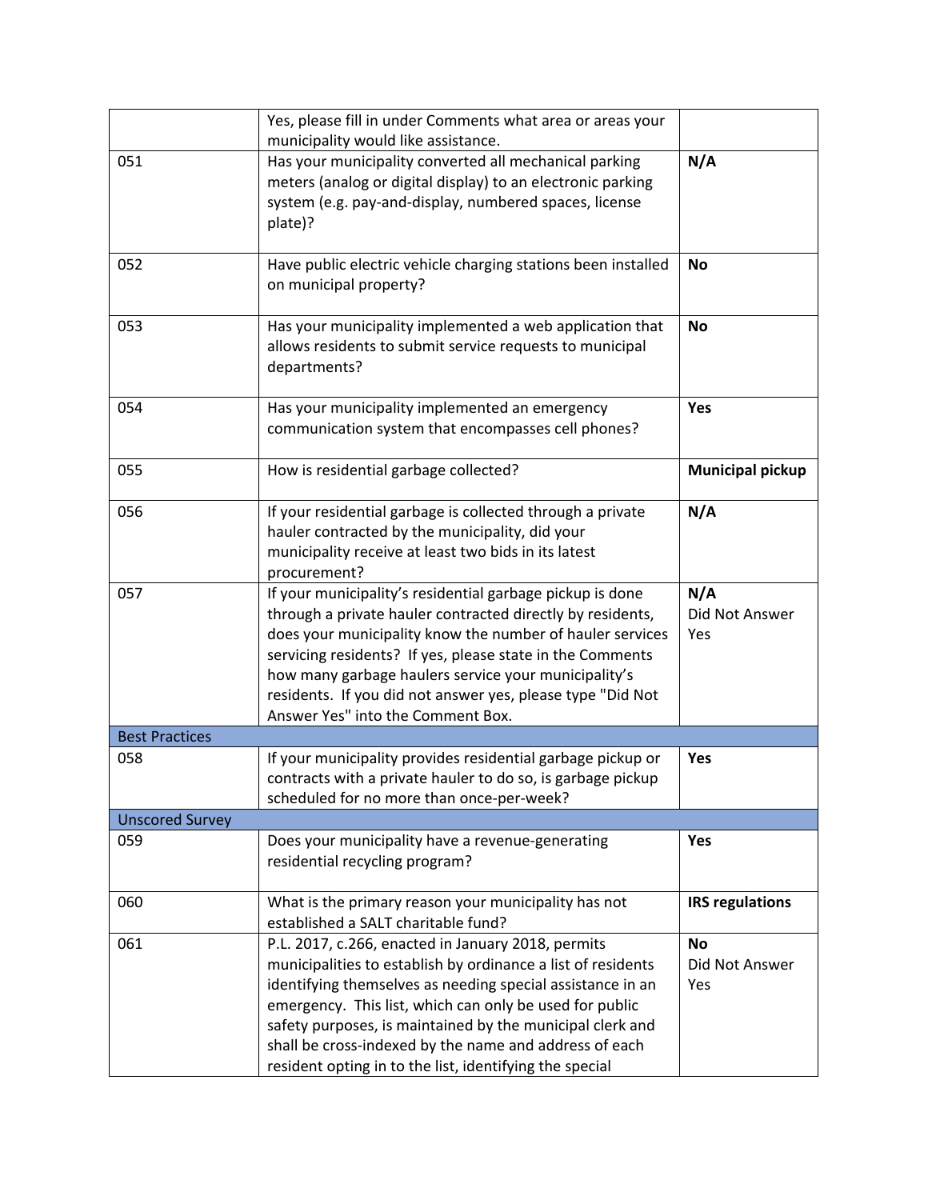| | | |
|---|---|---|
| | Yes, please fill in under Comments what area or areas your municipality would like assistance. | |
| 051 | Has your municipality converted all mechanical parking meters (analog or digital display) to an electronic parking system (e.g. pay-and-display, numbered spaces, license plate)? | **N/A** |
| 052 | Have public electric vehicle charging stations been installed on municipal property? | **No** |
| 053 | Has your municipality implemented a web application that allows residents to submit service requests to municipal departments? | **No** |
| 054 | Has your municipality implemented an emergency communication system that encompasses cell phones? | **Yes** |
| 055 | How is residential garbage collected? | **Municipal pickup** |
| 056 | If your residential garbage is collected through a private hauler contracted by the municipality, did your municipality receive at least two bids in its latest procurement? | **N/A** |
| 057 | If your municipality's residential garbage pickup is done through a private hauler contracted directly by residents, does your municipality know the number of hauler services servicing residents? If yes, please state in the Comments how many garbage haulers service your municipality's residents. If you did not answer yes, please type "Did Not Answer Yes" into the Comment Box. | **N/A**<br>Did Not Answer Yes |
| Best Practices | | |
| 058 | If your municipality provides residential garbage pickup or contracts with a private hauler to do so, is garbage pickup scheduled for no more than once-per-week? | **Yes** |
| Unscored Survey | | |
| 059 | Does your municipality have a revenue-generating residential recycling program? | **Yes** |
| 060 | What is the primary reason your municipality has not established a SALT charitable fund? | **IRS regulations** |
| 061 | P.L. 2017, c.266, enacted in January 2018, permits municipalities to establish by ordinance a list of residents identifying themselves as needing special assistance in an emergency. This list, which can only be used for public safety purposes, is maintained by the municipal clerk and shall be cross-indexed by the name and address of each resident opting in to the list, identifying the special | **No**<br>Did Not Answer Yes |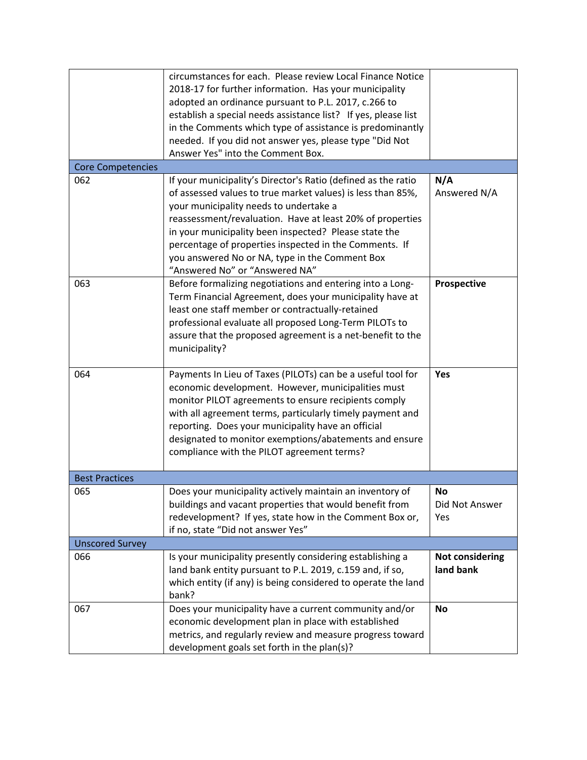| | | |
|---|---|---|
| | circumstances for each. Please review Local Finance Notice 2018-17 for further information. Has your municipality adopted an ordinance pursuant to P.L. 2017, c.266 to establish a special needs assistance list? If yes, please list in the Comments which type of assistance is predominantly needed. If you did not answer yes, please type "Did Not Answer Yes" into the Comment Box. | |
| Core Competencies | | |
| 062 | If your municipality's Director's Ratio (defined as the ratio of assessed values to true market values) is less than 85%, your municipality needs to undertake a reassessment/revaluation. Have at least 20% of properties in your municipality been inspected? Please state the percentage of properties inspected in the Comments. If you answered No or NA, type in the Comment Box "Answered No" or "Answered NA" | **N/A** Answered N/A |
| 063 | Before formalizing negotiations and entering into a Long-Term Financial Agreement, does your municipality have at least one staff member or contractually-retained professional evaluate all proposed Long-Term PILOTs to assure that the proposed agreement is a net-benefit to the municipality? | **Prospective** |
| 064 | Payments In Lieu of Taxes (PILOTs) can be a useful tool for economic development. However, municipalities must monitor PILOT agreements to ensure recipients comply with all agreement terms, particularly timely payment and reporting. Does your municipality have an official designated to monitor exemptions/abatements and ensure compliance with the PILOT agreement terms? | **Yes** |
| Best Practices | | |
| 065 | Does your municipality actively maintain an inventory of buildings and vacant properties that would benefit from redevelopment? If yes, state how in the Comment Box or, if no, state "Did not answer Yes" | **No** Did Not Answer Yes |
| Unscored Survey | | |
| 066 | Is your municipality presently considering establishing a land bank entity pursuant to P.L. 2019, c.159 and, if so, which entity (if any) is being considered to operate the land bank? | **Not considering land bank** |
| 067 | Does your municipality have a current community and/or economic development plan in place with established metrics, and regularly review and measure progress toward development goals set forth in the plan(s)? | **No** |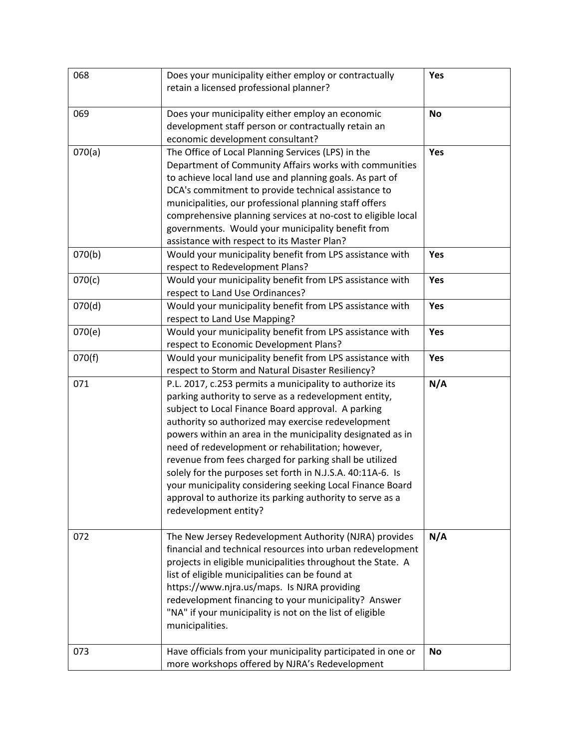| 068 | Does your municipality either employ or contractually retain a licensed professional planner? | **Yes** |
|---|---|---|
| 069 | Does your municipality either employ an economic development staff person or contractually retain an economic development consultant? | **No** |
| 070(a) | The Office of Local Planning Services (LPS) in the Department of Community Affairs works with communities to achieve local land use and planning goals. As part of DCA's commitment to provide technical assistance to municipalities, our professional planning staff offers comprehensive planning services at no-cost to eligible local governments. Would your municipality benefit from assistance with respect to its Master Plan? | **Yes** |
| 070(b) | Would your municipality benefit from LPS assistance with respect to Redevelopment Plans? | **Yes** |
| 070(c) | Would your municipality benefit from LPS assistance with respect to Land Use Ordinances? | **Yes** |
| 070(d) | Would your municipality benefit from LPS assistance with respect to Land Use Mapping? | **Yes** |
| 070(e) | Would your municipality benefit from LPS assistance with respect to Economic Development Plans? | **Yes** |
| 070(f) | Would your municipality benefit from LPS assistance with respect to Storm and Natural Disaster Resiliency? | **Yes** |
| 071 | P.L. 2017, c.253 permits a municipality to authorize its parking authority to serve as a redevelopment entity, subject to Local Finance Board approval. A parking authority so authorized may exercise redevelopment powers within an area in the municipality designated as in need of redevelopment or rehabilitation; however, revenue from fees charged for parking shall be utilized solely for the purposes set forth in N.J.S.A. 40:11A-6. Is your municipality considering seeking Local Finance Board approval to authorize its parking authority to serve as a redevelopment entity? | **N/A** |
| 072 | The New Jersey Redevelopment Authority (NJRA) provides financial and technical resources into urban redevelopment projects in eligible municipalities throughout the State. A list of eligible municipalities can be found at https://www.njra.us/maps. Is NJRA providing redevelopment financing to your municipality? Answer "NA" if your municipality is not on the list of eligible municipalities. | **N/A** |
| 073 | Have officials from your municipality participated in one or more workshops offered by NJRA's Redevelopment | **No** |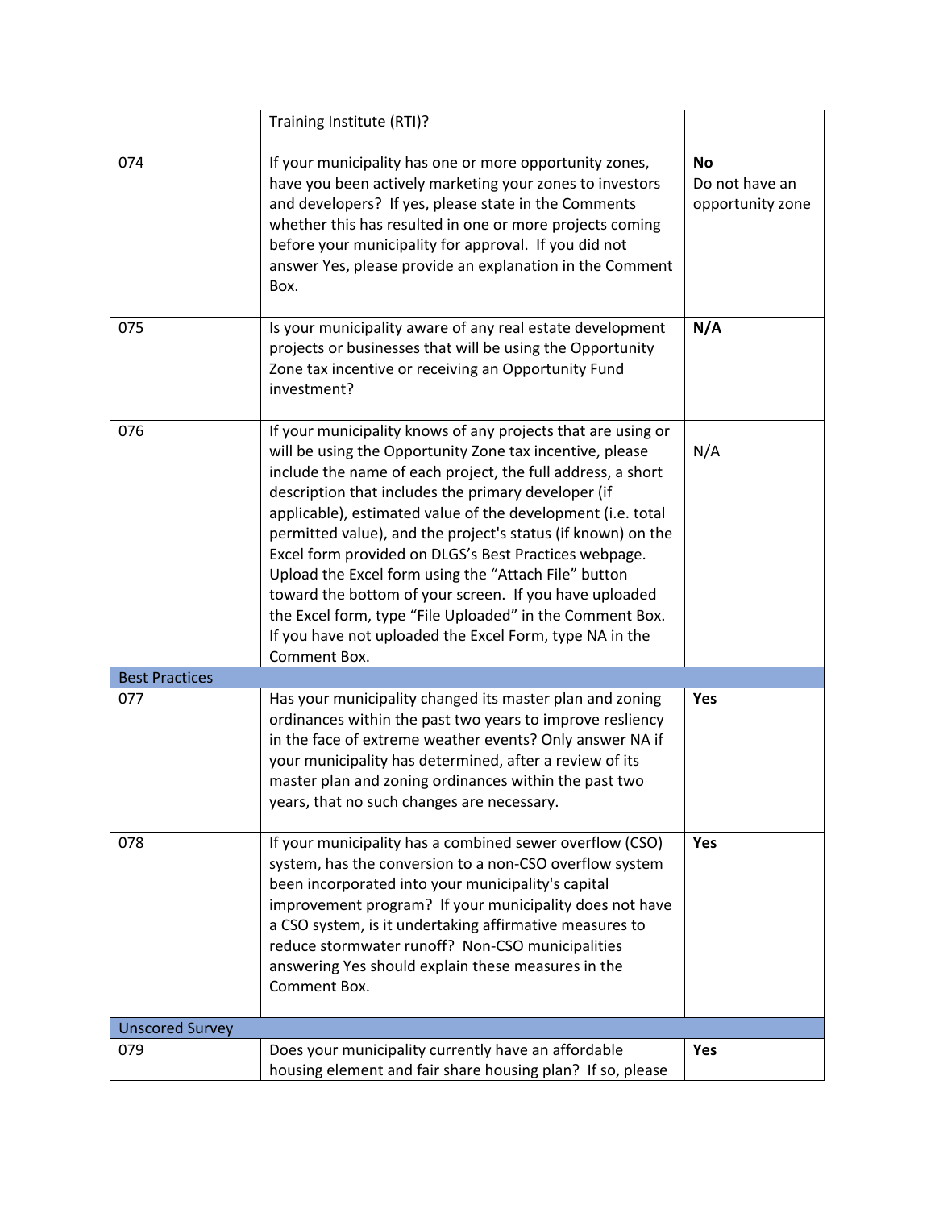| | | |
|---|---|---|
| | Training Institute (RTI)? | |
| 074 | If your municipality has one or more opportunity zones, have you been actively marketing your zones to investors and developers? If yes, please state in the Comments whether this has resulted in one or more projects coming before your municipality for approval. If you did not answer Yes, please provide an explanation in the Comment Box. | **No** Do not have an opportunity zone |
| 075 | Is your municipality aware of any real estate development projects or businesses that will be using the Opportunity Zone tax incentive or receiving an Opportunity Fund investment? | **N/A** |
| 076 | If your municipality knows of any projects that are using or will be using the Opportunity Zone tax incentive, please include the name of each project, the full address, a short description that includes the primary developer (if applicable), estimated value of the development (i.e. total permitted value), and the project's status (if known) on the Excel form provided on DLGS's Best Practices webpage. Upload the Excel form using the "Attach File" button toward the bottom of your screen. If you have uploaded the Excel form, type "File Uploaded" in the Comment Box. If you have not uploaded the Excel Form, type NA in the Comment Box. | N/A |
| Best Practices | | |
| 077 | Has your municipality changed its master plan and zoning ordinances within the past two years to improve resliency in the face of extreme weather events? Only answer NA if your municipality has determined, after a review of its master plan and zoning ordinances within the past two years, that no such changes are necessary. | **Yes** |
| 078 | If your municipality has a combined sewer overflow (CSO) system, has the conversion to a non-CSO overflow system been incorporated into your municipality's capital improvement program? If your municipality does not have a CSO system, is it undertaking affirmative measures to reduce stormwater runoff? Non-CSO municipalities answering Yes should explain these measures in the Comment Box. | **Yes** |
| Unscored Survey | | |
| 079 | Does your municipality currently have an affordable housing element and fair share housing plan? If so, please | **Yes** |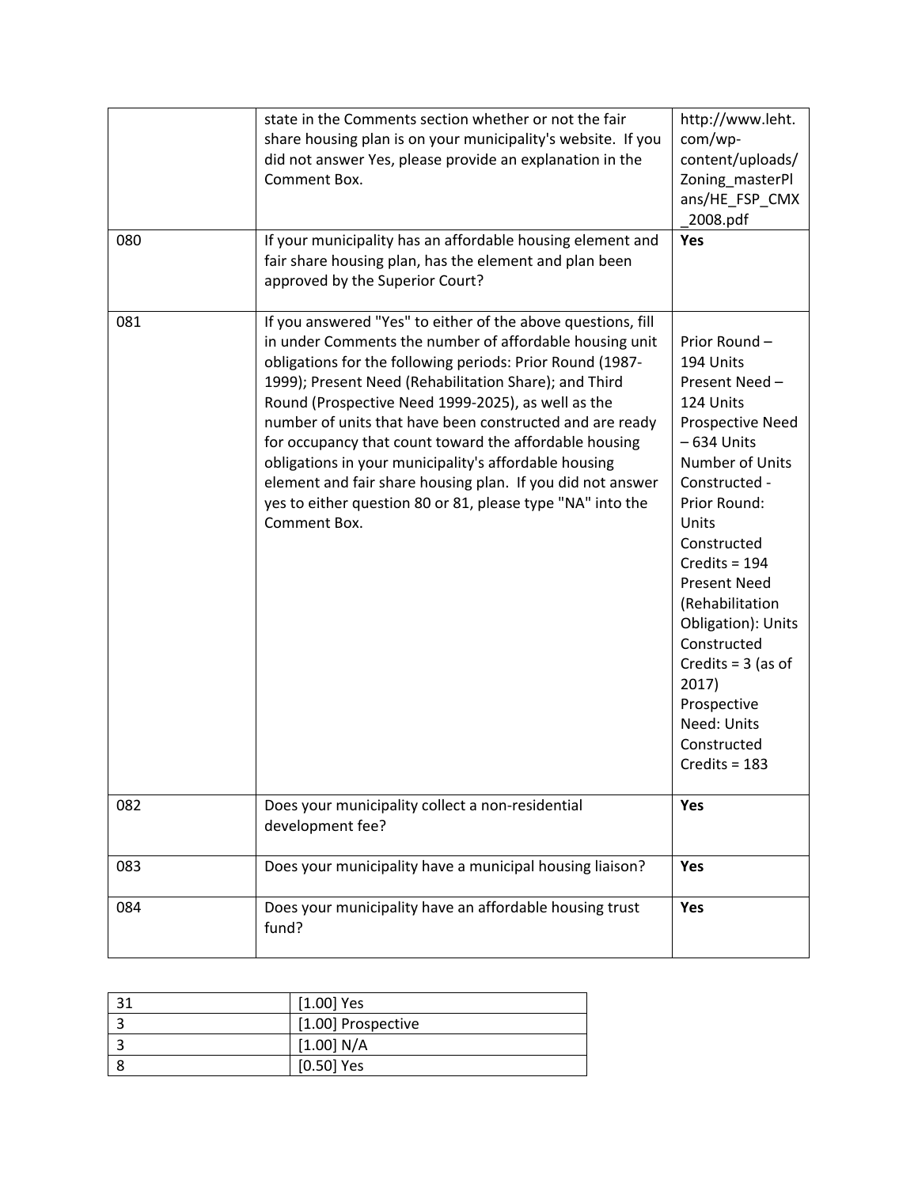| | | |
|---|---|---|
| | state in the Comments section whether or not the fair share housing plan is on your municipality's website. If you did not answer Yes, please provide an explanation in the Comment Box. | http://www.leht.com/wp-content/uploads/Zoning_masterPlans/HE_FSP_CMX_2008.pdf |
| 080 | If your municipality has an affordable housing element and fair share housing plan, has the element and plan been approved by the Superior Court? | **Yes** |
| 081 | If you answered "Yes" to either of the above questions, fill in under Comments the number of affordable housing unit obligations for the following periods: Prior Round (1987-1999); Present Need (Rehabilitation Share); and Third Round (Prospective Need 1999-2025), as well as the number of units that have been constructed and are ready for occupancy that count toward the affordable housing obligations in your municipality's affordable housing element and fair share housing plan. If you did not answer yes to either question 80 or 81, please type "NA" into the Comment Box. | Prior Round – 194 Units<br>Present Need – 124 Units<br>Prospective Need – 634 Units<br>Number of Units Constructed - Prior Round: Units Constructed Credits = 194<br>Present Need (Rehabilitation Obligation): Units Constructed Credits = 3 (as of 2017)<br>Prospective Need: Units Constructed Credits = 183 |
| 082 | Does your municipality collect a non-residential development fee? | **Yes** |
| 083 | Does your municipality have a municipal housing liaison? | **Yes** |
| 084 | Does your municipality have an affordable housing trust fund? | **Yes** |

| | |
|---|---|
| 31 | [1.00] Yes |
| 3 | [1.00] Prospective |
| 3 | [1.00] N/A |
| 8 | [0.50] Yes |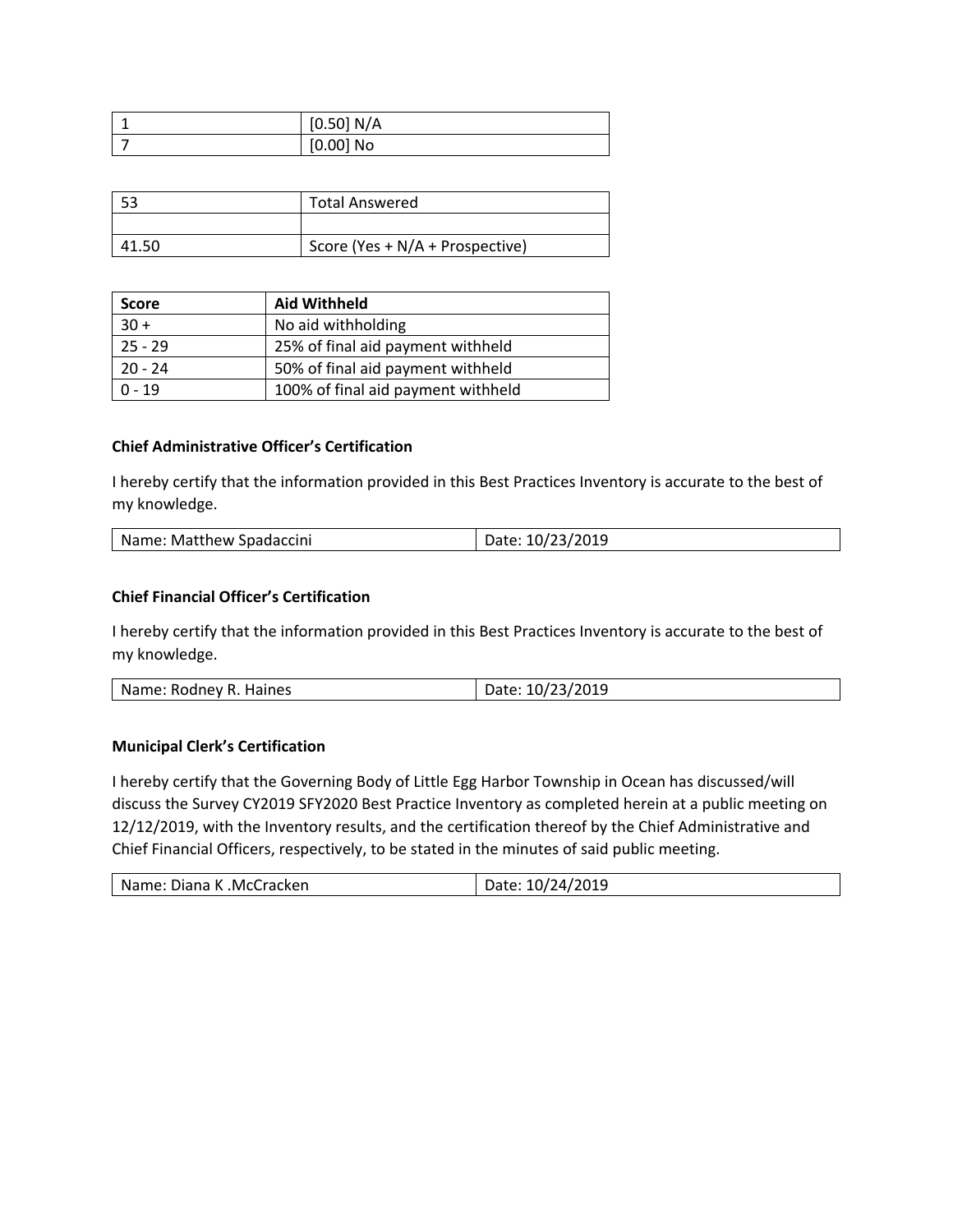| | |
|---|---|
| 1 | [0.50] N/A |
| 7 | [0.00] No |

| | |
|---|---|
| 53 | Total Answered |
| | |
| 41.50 | Score (Yes + N/A + Prospective) |

| Score | Aid Withheld |
|---|---|
| 30 + | No aid withholding |
| 25 - 29 | 25% of final aid payment withheld |
| 20 - 24 | 50% of final aid payment withheld |
| 0 - 19 | 100% of final aid payment withheld |

**Chief Administrative Officer's Certification**

I hereby certify that the information provided in this Best Practices Inventory is accurate to the best of my knowledge.

| | |
|---|---|
| Name: Matthew Spadaccini | Date: 10/23/2019 |

**Chief Financial Officer's Certification**

I hereby certify that the information provided in this Best Practices Inventory is accurate to the best of my knowledge.

| | |
|---|---|
| Name: Rodney R. Haines | Date: 10/23/2019 |

**Municipal Clerk's Certification**

I hereby certify that the Governing Body of Little Egg Harbor Township in Ocean has discussed/will discuss the Survey CY2019 SFY2020 Best Practice Inventory as completed herein at a public meeting on 12/12/2019, with the Inventory results, and the certification thereof by the Chief Administrative and Chief Financial Officers, respectively, to be stated in the minutes of said public meeting.

| | |
|---|---|
| Name: Diana K .McCracken | Date: 10/24/2019 |